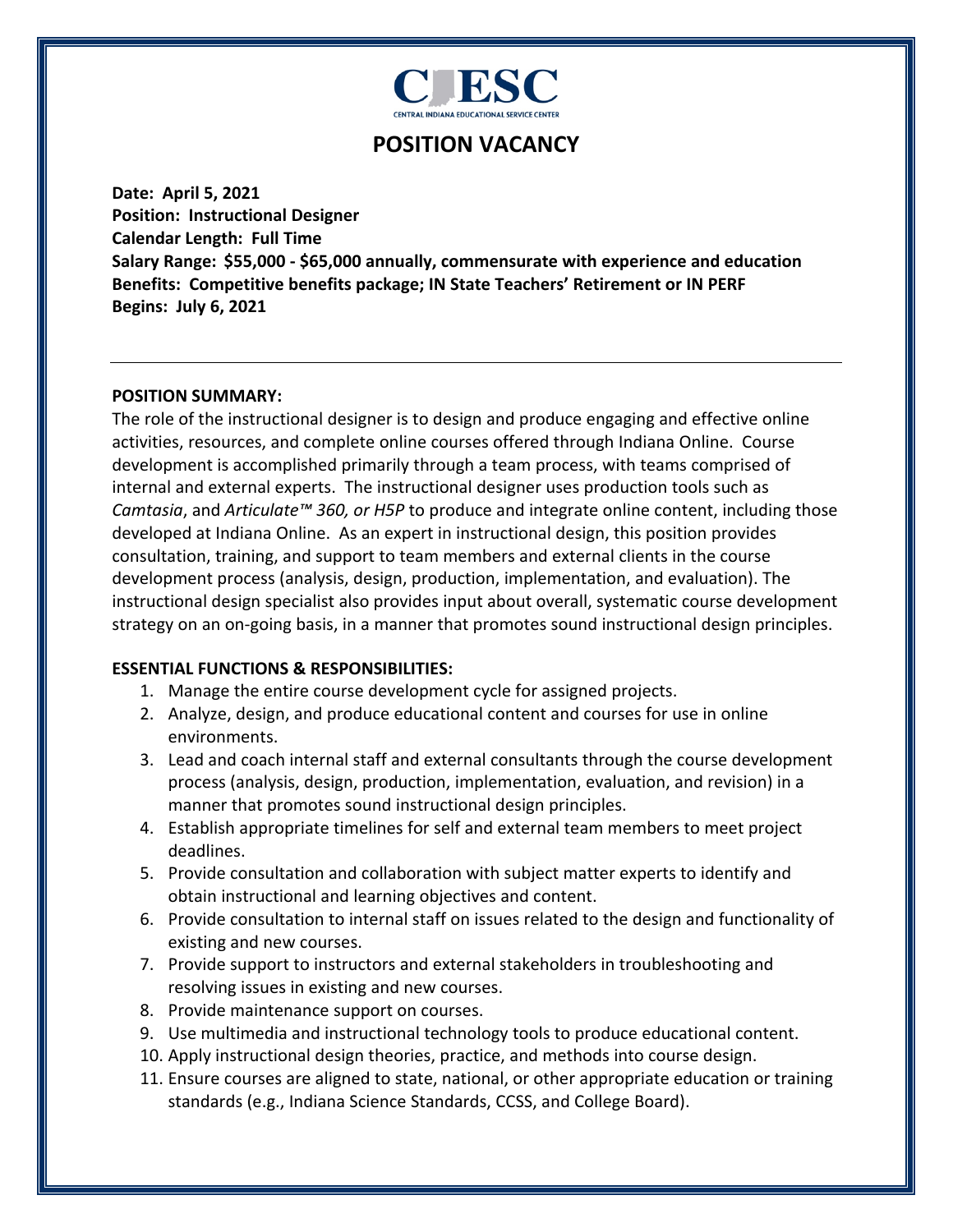CIESC

CENTRAL INDIANA EDUCATIONAL SERVICE CENTER

# POSITION VACANCY

**Date: April 5, 2021**
**Position: Instructional Designer**
**Calendar Length: Full Time**
**Salary Range: $55,000 - $65,000 annually, commensurate with experience and education**
**Benefits: Competitive benefits package; IN State Teachers' Retirement or IN PERF**
**Begins: July 6, 2021**

---

**POSITION SUMMARY:**

The role of the instructional designer is to design and produce engaging and effective online activities, resources, and complete online courses offered through Indiana Online. Course development is accomplished primarily through a team process, with teams comprised of internal and external experts. The instructional designer uses production tools such as *Camtasia*, and *Articulate™ 360, or H5P* to produce and integrate online content, including those developed at Indiana Online. As an expert in instructional design, this position provides consultation, training, and support to team members and external clients in the course development process (analysis, design, production, implementation, and evaluation). The instructional design specialist also provides input about overall, systematic course development strategy on an on-going basis, in a manner that promotes sound instructional design principles.

**ESSENTIAL FUNCTIONS & RESPONSIBILITIES:**

1. Manage the entire course development cycle for assigned projects.
2. Analyze, design, and produce educational content and courses for use in online environments.
3. Lead and coach internal staff and external consultants through the course development process (analysis, design, production, implementation, evaluation, and revision) in a manner that promotes sound instructional design principles.
4. Establish appropriate timelines for self and external team members to meet project deadlines.
5. Provide consultation and collaboration with subject matter experts to identify and obtain instructional and learning objectives and content.
6. Provide consultation to internal staff on issues related to the design and functionality of existing and new courses.
7. Provide support to instructors and external stakeholders in troubleshooting and resolving issues in existing and new courses.
8. Provide maintenance support on courses.
9. Use multimedia and instructional technology tools to produce educational content.
10. Apply instructional design theories, practice, and methods into course design.
11. Ensure courses are aligned to state, national, or other appropriate education or training standards (e.g., Indiana Science Standards, CCSS, and College Board).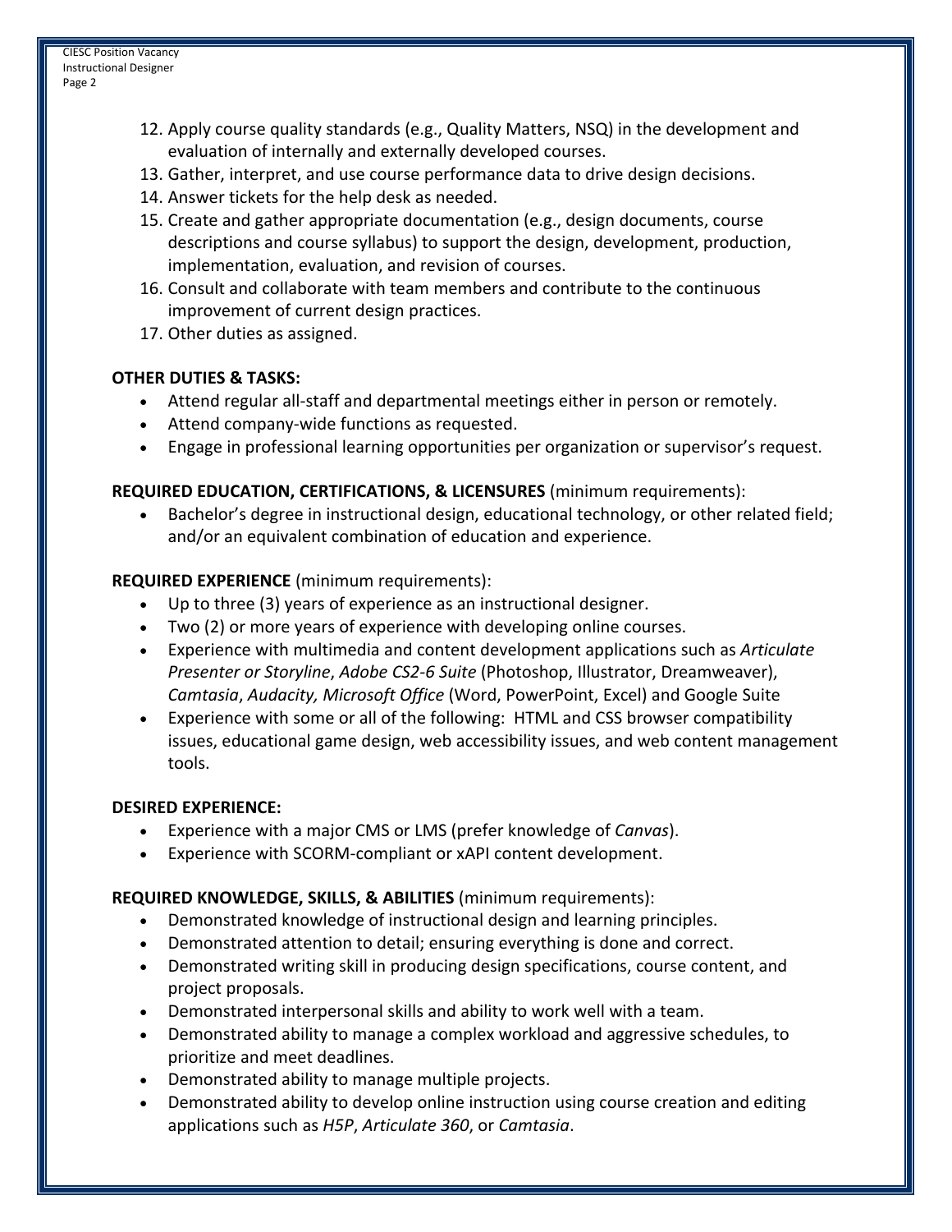12. Apply course quality standards (e.g., Quality Matters, NSQ) in the development and evaluation of internally and externally developed courses.
13. Gather, interpret, and use course performance data to drive design decisions.
14. Answer tickets for the help desk as needed.
15. Create and gather appropriate documentation (e.g., design documents, course descriptions and course syllabus) to support the design, development, production, implementation, evaluation, and revision of courses.
16. Consult and collaborate with team members and contribute to the continuous improvement of current design practices.
17. Other duties as assigned.

**OTHER DUTIES & TASKS:**

- Attend regular all-staff and departmental meetings either in person or remotely.
- Attend company-wide functions as requested.
- Engage in professional learning opportunities per organization or supervisor's request.

**REQUIRED EDUCATION, CERTIFICATIONS, & LICENSURES** (minimum requirements):

- Bachelor's degree in instructional design, educational technology, or other related field; and/or an equivalent combination of education and experience.

**REQUIRED EXPERIENCE** (minimum requirements):

- Up to three (3) years of experience as an instructional designer.
- Two (2) or more years of experience with developing online courses.
- Experience with multimedia and content development applications such as *Articulate Presenter or Storyline*, *Adobe CS2-6 Suite* (Photoshop, Illustrator, Dreamweaver), *Camtasia*, *Audacity, Microsoft Office* (Word, PowerPoint, Excel) and Google Suite
- Experience with some or all of the following: HTML and CSS browser compatibility issues, educational game design, web accessibility issues, and web content management tools.

**DESIRED EXPERIENCE:**

- Experience with a major CMS or LMS (prefer knowledge of *Canvas*).
- Experience with SCORM-compliant or xAPI content development.

**REQUIRED KNOWLEDGE, SKILLS, & ABILITIES** (minimum requirements):

- Demonstrated knowledge of instructional design and learning principles.
- Demonstrated attention to detail; ensuring everything is done and correct.
- Demonstrated writing skill in producing design specifications, course content, and project proposals.
- Demonstrated interpersonal skills and ability to work well with a team.
- Demonstrated ability to manage a complex workload and aggressive schedules, to prioritize and meet deadlines.
- Demonstrated ability to manage multiple projects.
- Demonstrated ability to develop online instruction using course creation and editing applications such as *H5P*, *Articulate 360*, or *Camtasia*.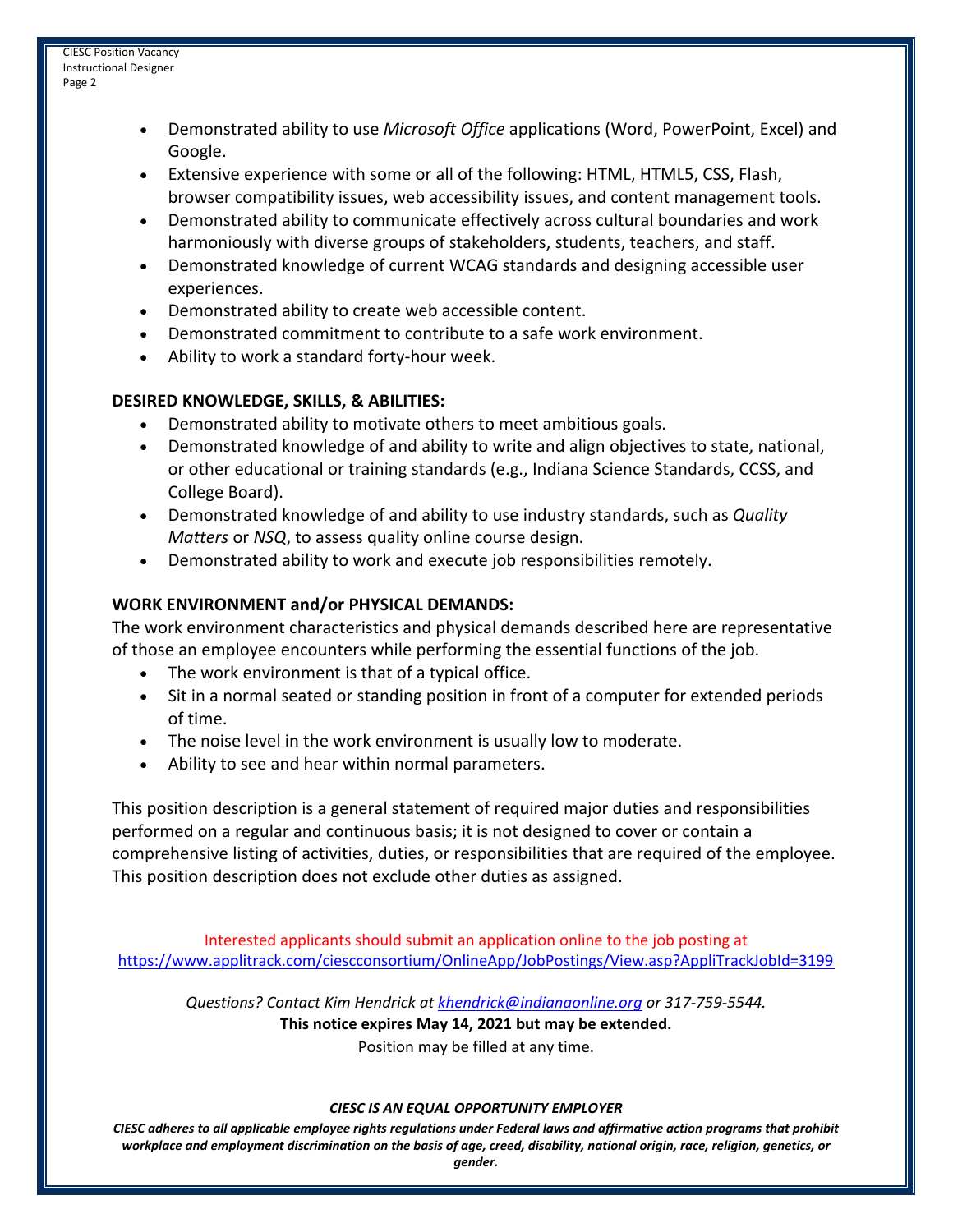- Demonstrated ability to use *Microsoft Office* applications (Word, PowerPoint, Excel) and Google.
- Extensive experience with some or all of the following: HTML, HTML5, CSS, Flash, browser compatibility issues, web accessibility issues, and content management tools.
- Demonstrated ability to communicate effectively across cultural boundaries and work harmoniously with diverse groups of stakeholders, students, teachers, and staff.
- Demonstrated knowledge of current WCAG standards and designing accessible user experiences.
- Demonstrated ability to create web accessible content.
- Demonstrated commitment to contribute to a safe work environment.
- Ability to work a standard forty-hour week.

**DESIRED KNOWLEDGE, SKILLS, & ABILITIES:**

- Demonstrated ability to motivate others to meet ambitious goals.
- Demonstrated knowledge of and ability to write and align objectives to state, national, or other educational or training standards (e.g., Indiana Science Standards, CCSS, and College Board).
- Demonstrated knowledge of and ability to use industry standards, such as *Quality Matters* or *NSQ*, to assess quality online course design.
- Demonstrated ability to work and execute job responsibilities remotely.

**WORK ENVIRONMENT and/or PHYSICAL DEMANDS:**

The work environment characteristics and physical demands described here are representative of those an employee encounters while performing the essential functions of the job.

- The work environment is that of a typical office.
- Sit in a normal seated or standing position in front of a computer for extended periods of time.
- The noise level in the work environment is usually low to moderate.
- Ability to see and hear within normal parameters.

This position description is a general statement of required major duties and responsibilities performed on a regular and continuous basis; it is not designed to cover or contain a comprehensive listing of activities, duties, or responsibilities that are required of the employee. This position description does not exclude other duties as assigned.

Interested applicants should submit an application online to the job posting at https://www.applitrack.com/ciescconsortium/OnlineApp/JobPostings/View.asp?AppliTrackJobId=3199

*Questions? Contact Kim Hendrick at khendrick@indianaonline.org or 317-759-5544.*

**This notice expires May 14, 2021 but may be extended.**

Position may be filled at any time.

***CIESC IS AN EQUAL OPPORTUNITY EMPLOYER***

***CIESC adheres to all applicable employee rights regulations under Federal laws and affirmative action programs that prohibit workplace and employment discrimination on the basis of age, creed, disability, national origin, race, religion, genetics, or gender.***